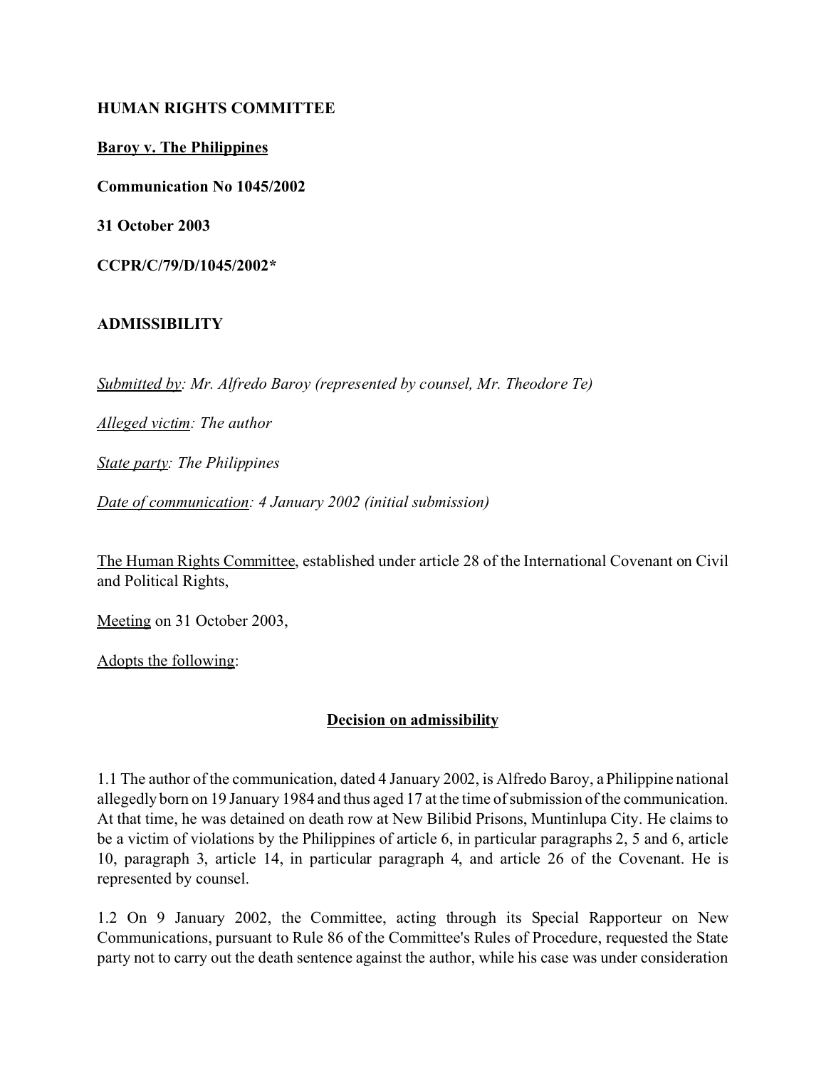**HUMAN RIGHTS COMMITTEE**

**Baroy v. The Philippines**

**Communication No 1045/2002**

**31 October 2003**

**CCPR/C/79/D/1045/2002***

**ADMISSIBILITY**

*Submitted by: Mr. Alfredo Baroy (represented by counsel, Mr. Theodore Te)*

*Alleged victim: The author*

*State party: The Philippines*

*Date of communication: 4 January 2002 (initial submission)*

The Human Rights Committee, established under article 28 of the International Covenant on Civil and Political Rights,

Meeting on 31 October 2003,

Adopts the following:

## Decision on admissibility

1.1 The author of the communication, dated 4 January 2002, is Alfredo Baroy, a Philippine national allegedly born on 19 January 1984 and thus aged 17 at the time of submission of the communication. At that time, he was detained on death row at New Bilibid Prisons, Muntinlupa City. He claims to be a victim of violations by the Philippines of article 6, in particular paragraphs 2, 5 and 6, article 10, paragraph 3, article 14, in particular paragraph 4, and article 26 of the Covenant. He is represented by counsel.

1.2 On 9 January 2002, the Committee, acting through its Special Rapporteur on New Communications, pursuant to Rule 86 of the Committee's Rules of Procedure, requested the State party not to carry out the death sentence against the author, while his case was under consideration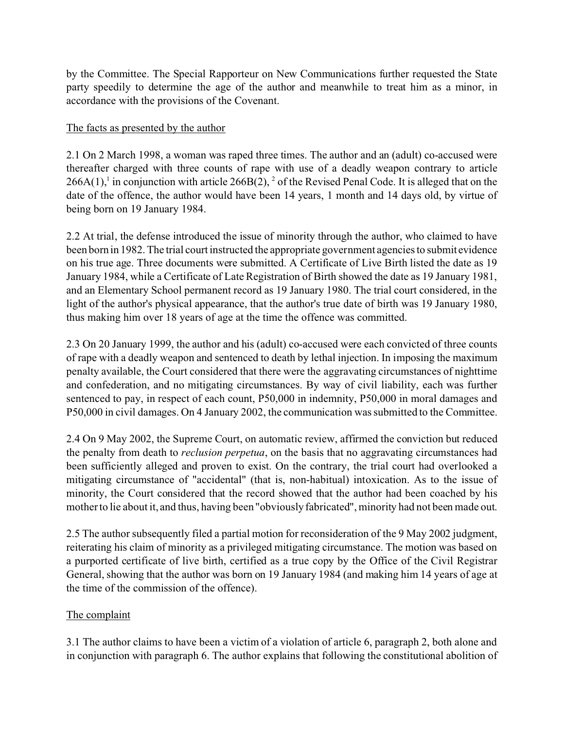by the Committee. The Special Rapporteur on New Communications further requested the State party speedily to determine the age of the author and meanwhile to treat him as a minor, in accordance with the provisions of the Covenant.

The facts as presented by the author

2.1 On 2 March 1998, a woman was raped three times. The author and an (adult) co-accused were thereafter charged with three counts of rape with use of a deadly weapon contrary to article 266A(1),[1] in conjunction with article 266B(2), [2] of the Revised Penal Code. It is alleged that on the date of the offence, the author would have been 14 years, 1 month and 14 days old, by virtue of being born on 19 January 1984.

2.2 At trial, the defense introduced the issue of minority through the author, who claimed to have been born in 1982. The trial court instructed the appropriate government agencies to submit evidence on his true age. Three documents were submitted. A Certificate of Live Birth listed the date as 19 January 1984, while a Certificate of Late Registration of Birth showed the date as 19 January 1981, and an Elementary School permanent record as 19 January 1980. The trial court considered, in the light of the author's physical appearance, that the author's true date of birth was 19 January 1980, thus making him over 18 years of age at the time the offence was committed.

2.3 On 20 January 1999, the author and his (adult) co-accused were each convicted of three counts of rape with a deadly weapon and sentenced to death by lethal injection. In imposing the maximum penalty available, the Court considered that there were the aggravating circumstances of nighttime and confederation, and no mitigating circumstances. By way of civil liability, each was further sentenced to pay, in respect of each count, P50,000 in indemnity, P50,000 in moral damages and P50,000 in civil damages. On 4 January 2002, the communication was submitted to the Committee.

2.4 On 9 May 2002, the Supreme Court, on automatic review, affirmed the conviction but reduced the penalty from death to *reclusion perpetua*, on the basis that no aggravating circumstances had been sufficiently alleged and proven to exist. On the contrary, the trial court had overlooked a mitigating circumstance of "accidental" (that is, non-habitual) intoxication. As to the issue of minority, the Court considered that the record showed that the author had been coached by his mother to lie about it, and thus, having been "obviously fabricated", minority had not been made out.

2.5 The author subsequently filed a partial motion for reconsideration of the 9 May 2002 judgment, reiterating his claim of minority as a privileged mitigating circumstance. The motion was based on a purported certificate of live birth, certified as a true copy by the Office of the Civil Registrar General, showing that the author was born on 19 January 1984 (and making him 14 years of age at the time of the commission of the offence).

The complaint

3.1 The author claims to have been a victim of a violation of article 6, paragraph 2, both alone and in conjunction with paragraph 6. The author explains that following the constitutional abolition of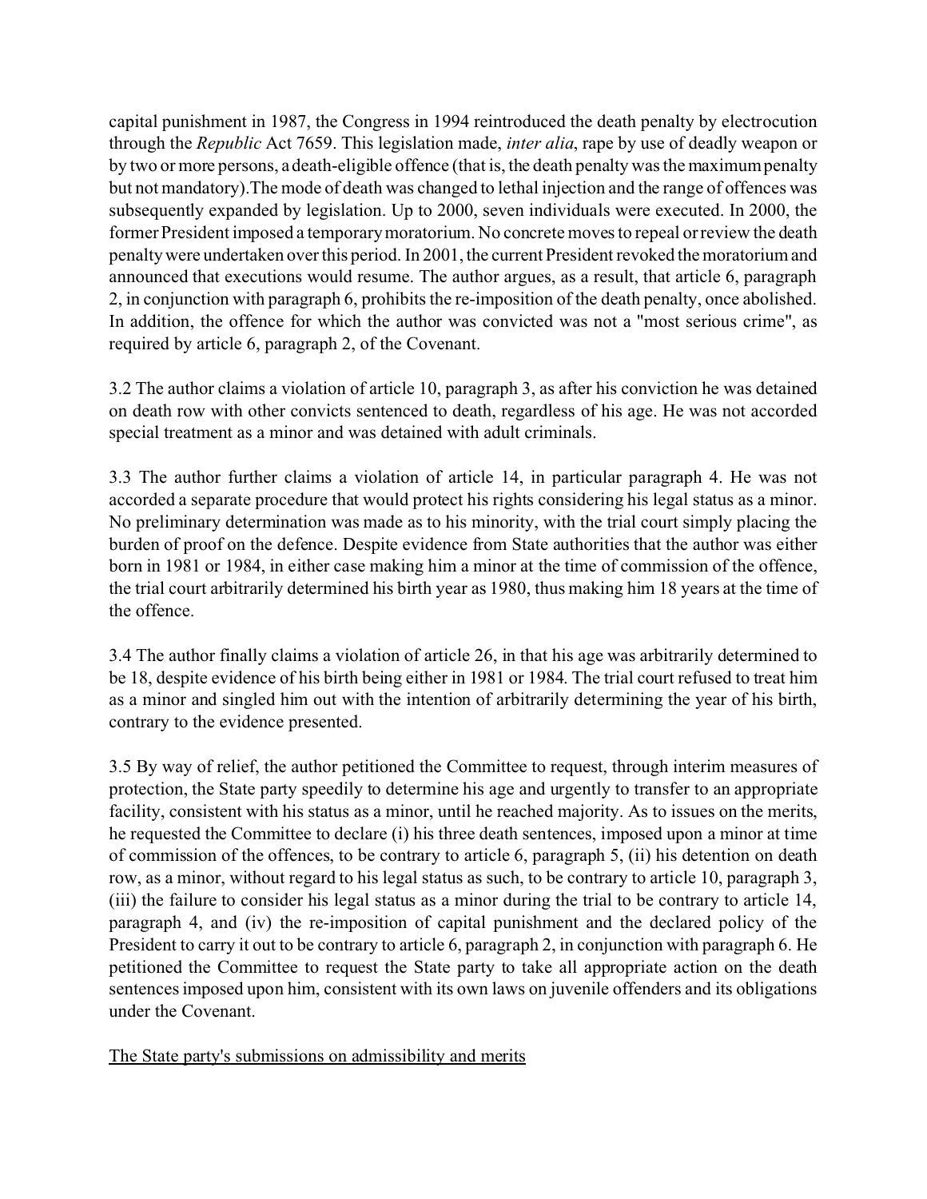capital punishment in 1987, the Congress in 1994 reintroduced the death penalty by electrocution through the *Republic* Act 7659. This legislation made, *inter alia*, rape by use of deadly weapon or by two or more persons, a death-eligible offence (that is, the death penalty was the maximum penalty but not mandatory).The mode of death was changed to lethal injection and the range of offences was subsequently expanded by legislation. Up to 2000, seven individuals were executed. In 2000, the former President imposed a temporary moratorium. No concrete moves to repeal or review the death penalty were undertaken over this period. In 2001, the current President revoked the moratorium and announced that executions would resume. The author argues, as a result, that article 6, paragraph 2, in conjunction with paragraph 6, prohibits the re-imposition of the death penalty, once abolished. In addition, the offence for which the author was convicted was not a "most serious crime", as required by article 6, paragraph 2, of the Covenant.

3.2 The author claims a violation of article 10, paragraph 3, as after his conviction he was detained on death row with other convicts sentenced to death, regardless of his age. He was not accorded special treatment as a minor and was detained with adult criminals.

3.3 The author further claims a violation of article 14, in particular paragraph 4. He was not accorded a separate procedure that would protect his rights considering his legal status as a minor. No preliminary determination was made as to his minority, with the trial court simply placing the burden of proof on the defence. Despite evidence from State authorities that the author was either born in 1981 or 1984, in either case making him a minor at the time of commission of the offence, the trial court arbitrarily determined his birth year as 1980, thus making him 18 years at the time of the offence.

3.4 The author finally claims a violation of article 26, in that his age was arbitrarily determined to be 18, despite evidence of his birth being either in 1981 or 1984. The trial court refused to treat him as a minor and singled him out with the intention of arbitrarily determining the year of his birth, contrary to the evidence presented.

3.5 By way of relief, the author petitioned the Committee to request, through interim measures of protection, the State party speedily to determine his age and urgently to transfer to an appropriate facility, consistent with his status as a minor, until he reached majority. As to issues on the merits, he requested the Committee to declare (i) his three death sentences, imposed upon a minor at time of commission of the offences, to be contrary to article 6, paragraph 5, (ii) his detention on death row, as a minor, without regard to his legal status as such, to be contrary to article 10, paragraph 3, (iii) the failure to consider his legal status as a minor during the trial to be contrary to article 14, paragraph 4, and (iv) the re-imposition of capital punishment and the declared policy of the President to carry it out to be contrary to article 6, paragraph 2, in conjunction with paragraph 6. He petitioned the Committee to request the State party to take all appropriate action on the death sentences imposed upon him, consistent with its own laws on juvenile offenders and its obligations under the Covenant.

<u>The State party's submissions on admissibility and merits</u>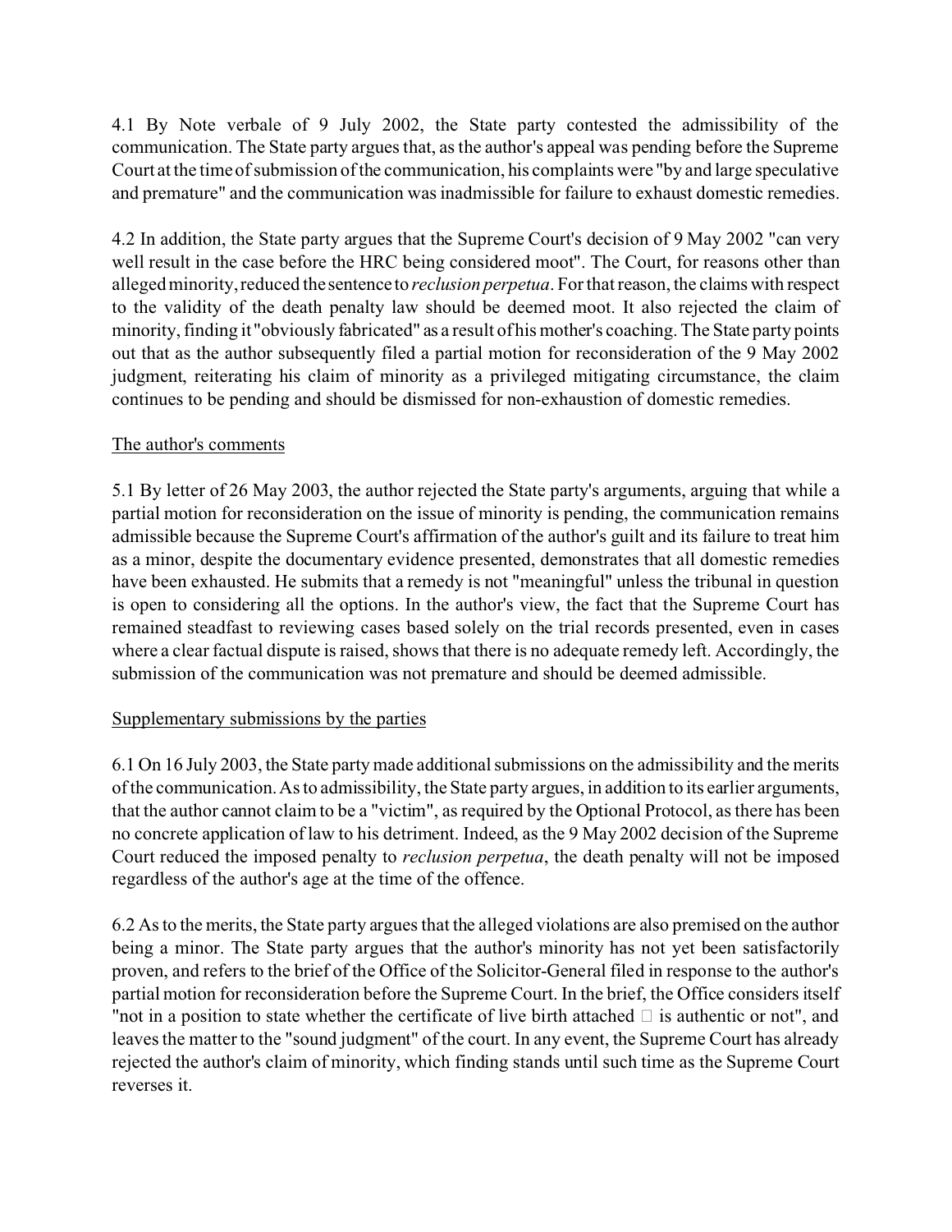4.1 By Note verbale of 9 July 2002, the State party contested the admissibility of the communication. The State party argues that, as the author's appeal was pending before the Supreme Court at the time of submission of the communication, his complaints were "by and large speculative and premature" and the communication was inadmissible for failure to exhaust domestic remedies.

4.2 In addition, the State party argues that the Supreme Court's decision of 9 May 2002 "can very well result in the case before the HRC being considered moot". The Court, for reasons other than alleged minority, reduced the sentence to *reclusion perpetua*. For that reason, the claims with respect to the validity of the death penalty law should be deemed moot. It also rejected the claim of minority, finding it "obviously fabricated" as a result of his mother's coaching. The State party points out that as the author subsequently filed a partial motion for reconsideration of the 9 May 2002 judgment, reiterating his claim of minority as a privileged mitigating circumstance, the claim continues to be pending and should be dismissed for non-exhaustion of domestic remedies.

<u>The author's comments</u>

5.1 By letter of 26 May 2003, the author rejected the State party's arguments, arguing that while a partial motion for reconsideration on the issue of minority is pending, the communication remains admissible because the Supreme Court's affirmation of the author's guilt and its failure to treat him as a minor, despite the documentary evidence presented, demonstrates that all domestic remedies have been exhausted. He submits that a remedy is not "meaningful" unless the tribunal in question is open to considering all the options. In the author's view, the fact that the Supreme Court has remained steadfast to reviewing cases based solely on the trial records presented, even in cases where a clear factual dispute is raised, shows that there is no adequate remedy left. Accordingly, the submission of the communication was not premature and should be deemed admissible.

<u>Supplementary submissions by the parties</u>

6.1 On 16 July 2003, the State party made additional submissions on the admissibility and the merits of the communication. As to admissibility, the State party argues, in addition to its earlier arguments, that the author cannot claim to be a "victim", as required by the Optional Protocol, as there has been no concrete application of law to his detriment. Indeed, as the 9 May 2002 decision of the Supreme Court reduced the imposed penalty to *reclusion perpetua*, the death penalty will not be imposed regardless of the author's age at the time of the offence.

6.2 As to the merits, the State party argues that the alleged violations are also premised on the author being a minor. The State party argues that the author's minority has not yet been satisfactorily proven, and refers to the brief of the Office of the Solicitor-General filed in response to the author's partial motion for reconsideration before the Supreme Court. In the brief, the Office considers itself "not in a position to state whether the certificate of live birth attached □ is authentic or not", and leaves the matter to the "sound judgment" of the court. In any event, the Supreme Court has already rejected the author's claim of minority, which finding stands until such time as the Supreme Court reverses it.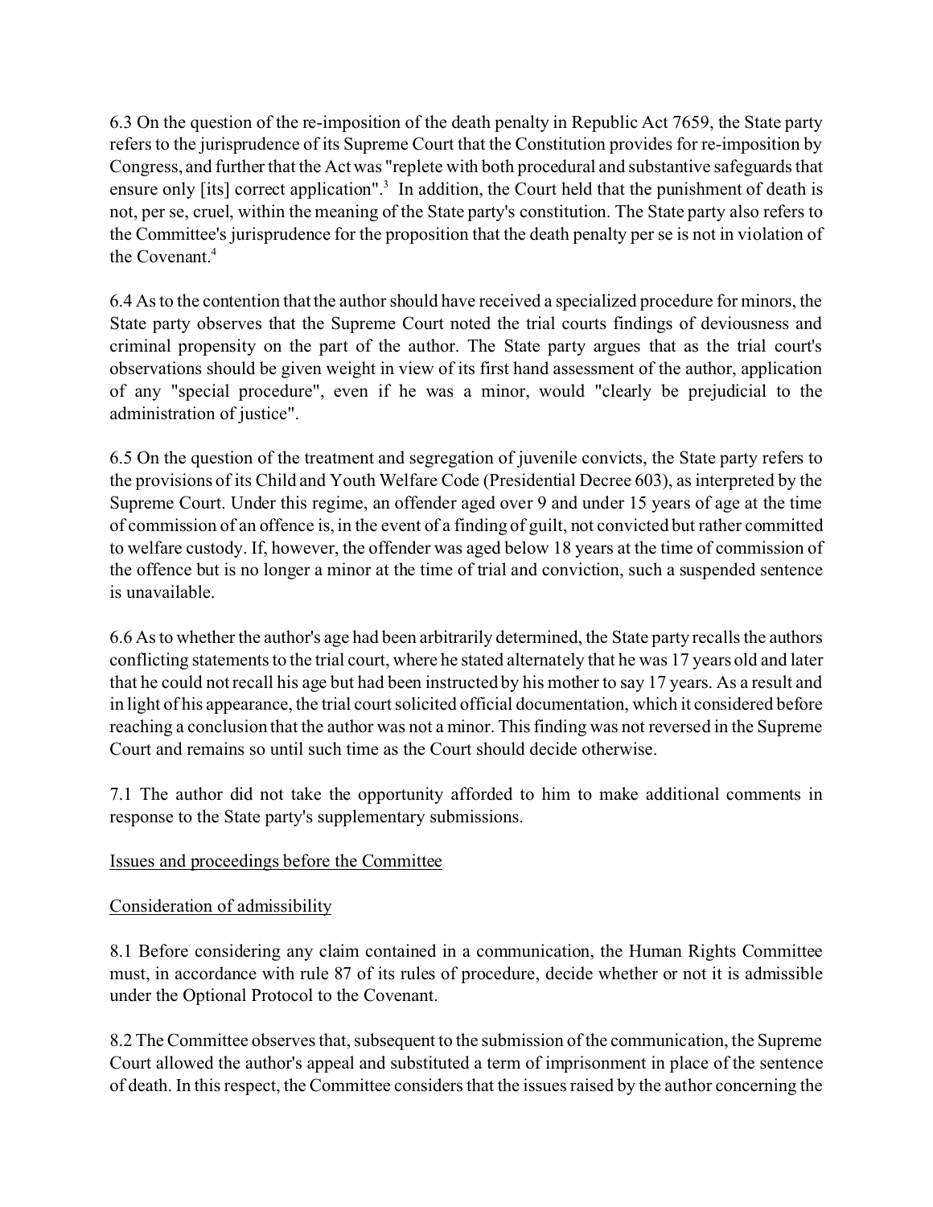6.3 On the question of the re-imposition of the death penalty in Republic Act 7659, the State party refers to the jurisprudence of its Supreme Court that the Constitution provides for re-imposition by Congress, and further that the Act was "replete with both procedural and substantive safeguards that ensure only [its] correct application".[3] In addition, the Court held that the punishment of death is not, per se, cruel, within the meaning of the State party's constitution. The State party also refers to the Committee's jurisprudence for the proposition that the death penalty per se is not in violation of the Covenant.[4]

6.4 As to the contention that the author should have received a specialized procedure for minors, the State party observes that the Supreme Court noted the trial courts findings of deviousness and criminal propensity on the part of the author. The State party argues that as the trial court's observations should be given weight in view of its first hand assessment of the author, application of any "special procedure", even if he was a minor, would "clearly be prejudicial to the administration of justice".

6.5 On the question of the treatment and segregation of juvenile convicts, the State party refers to the provisions of its Child and Youth Welfare Code (Presidential Decree 603), as interpreted by the Supreme Court. Under this regime, an offender aged over 9 and under 15 years of age at the time of commission of an offence is, in the event of a finding of guilt, not convicted but rather committed to welfare custody. If, however, the offender was aged below 18 years at the time of commission of the offence but is no longer a minor at the time of trial and conviction, such a suspended sentence is unavailable.

6.6 As to whether the author's age had been arbitrarily determined, the State party recalls the authors conflicting statements to the trial court, where he stated alternately that he was 17 years old and later that he could not recall his age but had been instructed by his mother to say 17 years. As a result and in light of his appearance, the trial court solicited official documentation, which it considered before reaching a conclusion that the author was not a minor. This finding was not reversed in the Supreme Court and remains so until such time as the Court should decide otherwise.

7.1 The author did not take the opportunity afforded to him to make additional comments in response to the State party's supplementary submissions.

Issues and proceedings before the Committee

Consideration of admissibility

8.1 Before considering any claim contained in a communication, the Human Rights Committee must, in accordance with rule 87 of its rules of procedure, decide whether or not it is admissible under the Optional Protocol to the Covenant.

8.2 The Committee observes that, subsequent to the submission of the communication, the Supreme Court allowed the author's appeal and substituted a term of imprisonment in place of the sentence of death. In this respect, the Committee considers that the issues raised by the author concerning the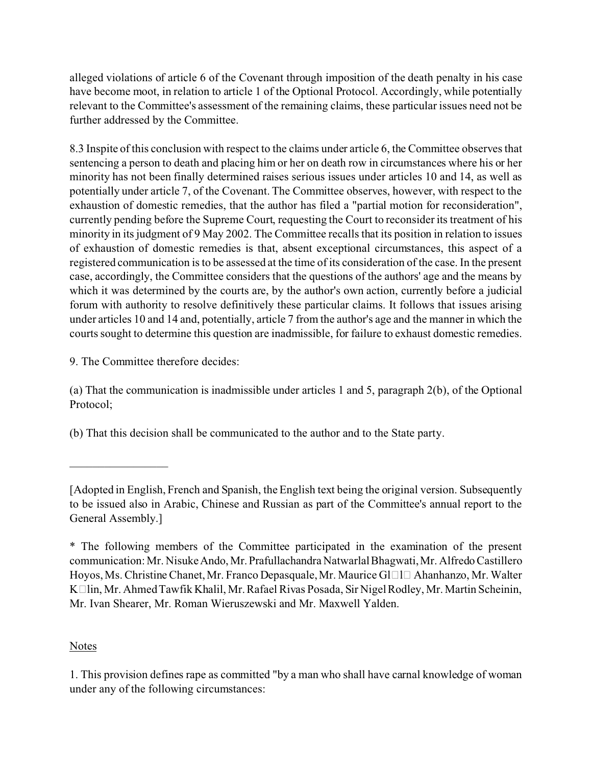alleged violations of article 6 of the Covenant through imposition of the death penalty in his case have become moot, in relation to article 1 of the Optional Protocol. Accordingly, while potentially relevant to the Committee's assessment of the remaining claims, these particular issues need not be further addressed by the Committee.

8.3 Inspite of this conclusion with respect to the claims under article 6, the Committee observes that sentencing a person to death and placing him or her on death row in circumstances where his or her minority has not been finally determined raises serious issues under articles 10 and 14, as well as potentially under article 7, of the Covenant. The Committee observes, however, with respect to the exhaustion of domestic remedies, that the author has filed a "partial motion for reconsideration", currently pending before the Supreme Court, requesting the Court to reconsider its treatment of his minority in its judgment of 9 May 2002. The Committee recalls that its position in relation to issues of exhaustion of domestic remedies is that, absent exceptional circumstances, this aspect of a registered communication is to be assessed at the time of its consideration of the case. In the present case, accordingly, the Committee considers that the questions of the authors' age and the means by which it was determined by the courts are, by the author's own action, currently before a judicial forum with authority to resolve definitively these particular claims. It follows that issues arising under articles 10 and 14 and, potentially, article 7 from the author's age and the manner in which the courts sought to determine this question are inadmissible, for failure to exhaust domestic remedies.

9. The Committee therefore decides:

(a) That the communication is inadmissible under articles 1 and 5, paragraph 2(b), of the Optional Protocol;

(b) That this decision shall be communicated to the author and to the State party.

---

[Adopted in English, French and Spanish, the English text being the original version. Subsequently to be issued also in Arabic, Chinese and Russian as part of the Committee's annual report to the General Assembly.]

* The following members of the Committee participated in the examination of the present communication: Mr. Nisuke Ando, Mr. Prafullachandra Natwarlal Bhagwati, Mr. Alfredo Castillero Hoyos, Ms. Christine Chanet, Mr. Franco Depasquale, Mr. Maurice Gl□l□ Ahanhanzo, Mr. Walter K□lin, Mr. Ahmed Tawfik Khalil, Mr. Rafael Rivas Posada, Sir Nigel Rodley, Mr. Martin Scheinin, Mr. Ivan Shearer, Mr. Roman Wieruszewski and Mr. Maxwell Yalden.

Notes

1. This provision defines rape as committed "by a man who shall have carnal knowledge of woman under any of the following circumstances: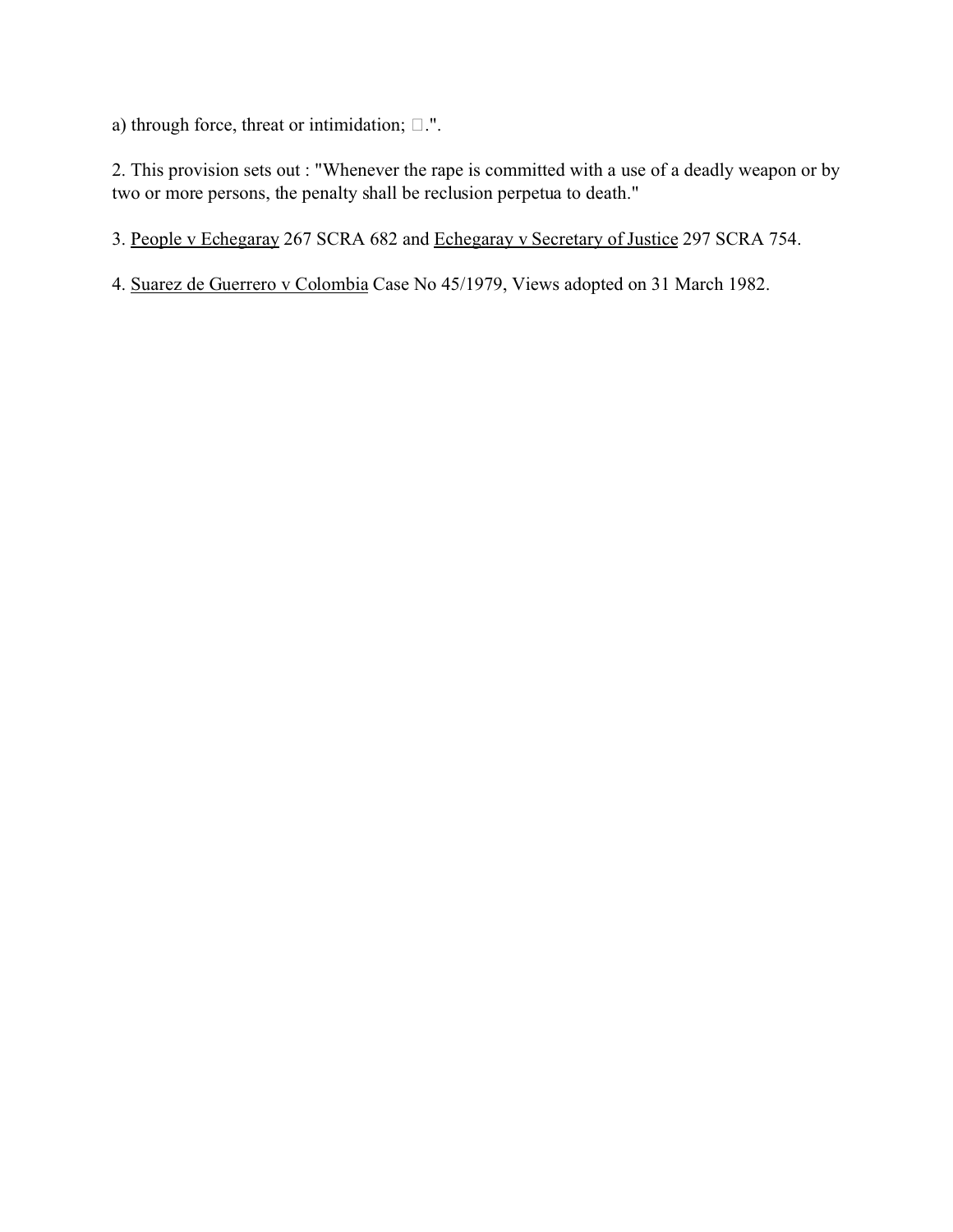a) through force, threat or intimidation; □.".

2. This provision sets out : "Whenever the rape is committed with a use of a deadly weapon or by two or more persons, the penalty shall be reclusion perpetua to death."

3. People v Echegaray 267 SCRA 682 and Echegaray v Secretary of Justice 297 SCRA 754.

4. Suarez de Guerrero v Colombia Case No 45/1979, Views adopted on 31 March 1982.